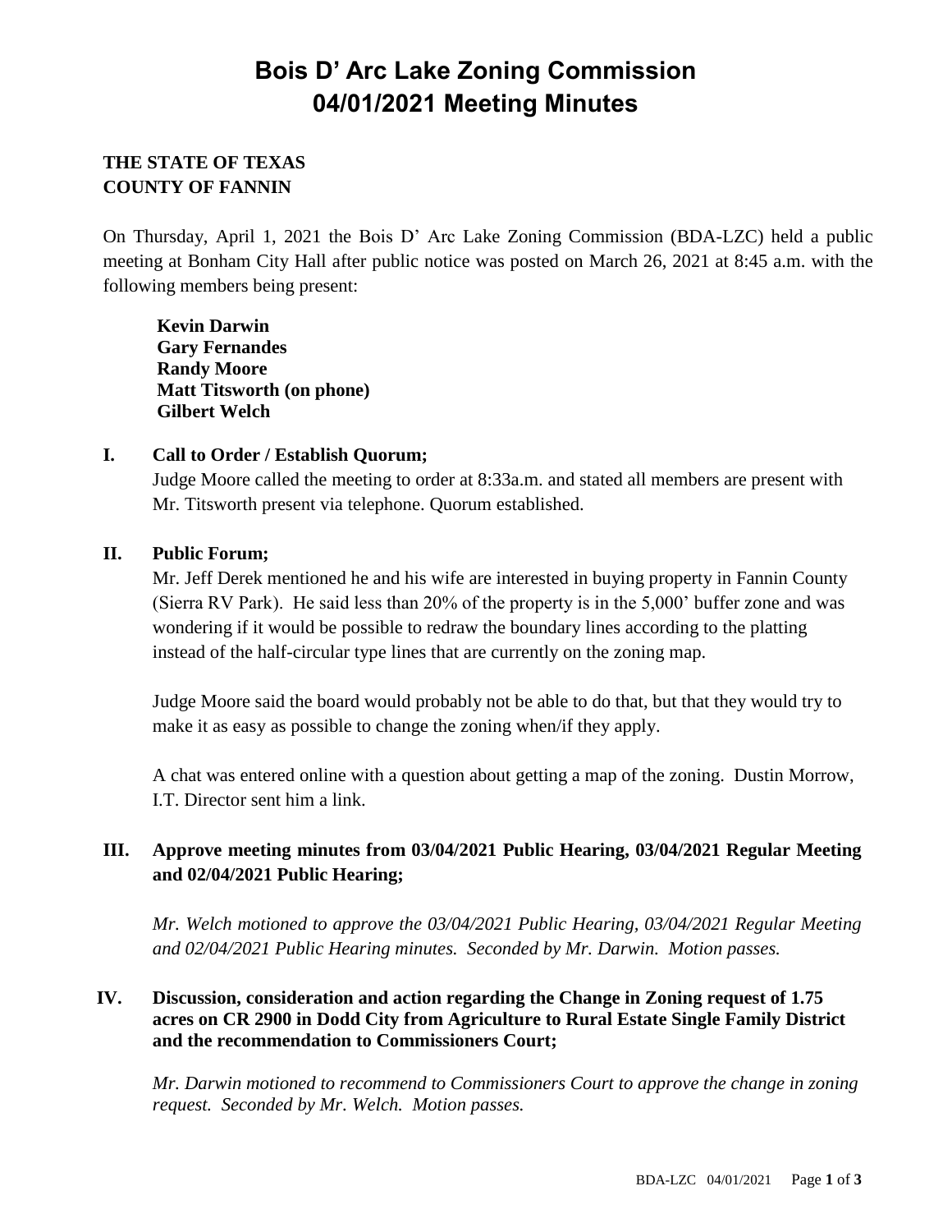# Bois D' Arc Lake Zoning Commission
# 04/01/2021 Meeting Minutes

**THE STATE OF TEXAS**
**COUNTY OF FANNIN**

On Thursday, April 1, 2021 the Bois D' Arc Lake Zoning Commission (BDA-LZC) held a public meeting at Bonham City Hall after public notice was posted on March 26, 2021 at 8:45 a.m. with the following members being present:

**Kevin Darwin**
**Gary Fernandes**
**Randy Moore**
**Matt Titsworth (on phone)**
**Gilbert Welch**

**I. Call to Order / Establish Quorum;**

Judge Moore called the meeting to order at 8:33a.m. and stated all members are present with Mr. Titsworth present via telephone. Quorum established.

**II. Public Forum;**

Mr. Jeff Derek mentioned he and his wife are interested in buying property in Fannin County (Sierra RV Park). He said less than 20% of the property is in the 5,000' buffer zone and was wondering if it would be possible to redraw the boundary lines according to the platting instead of the half-circular type lines that are currently on the zoning map.

Judge Moore said the board would probably not be able to do that, but that they would try to make it as easy as possible to change the zoning when/if they apply.

A chat was entered online with a question about getting a map of the zoning. Dustin Morrow, I.T. Director sent him a link.

**III. Approve meeting minutes from 03/04/2021 Public Hearing, 03/04/2021 Regular Meeting and 02/04/2021 Public Hearing;**

*Mr. Welch motioned to approve the 03/04/2021 Public Hearing, 03/04/2021 Regular Meeting and 02/04/2021 Public Hearing minutes. Seconded by Mr. Darwin. Motion passes.*

**IV. Discussion, consideration and action regarding the Change in Zoning request of 1.75 acres on CR 2900 in Dodd City from Agriculture to Rural Estate Single Family District and the recommendation to Commissioners Court;**

*Mr. Darwin motioned to recommend to Commissioners Court to approve the change in zoning request. Seconded by Mr. Welch. Motion passes.*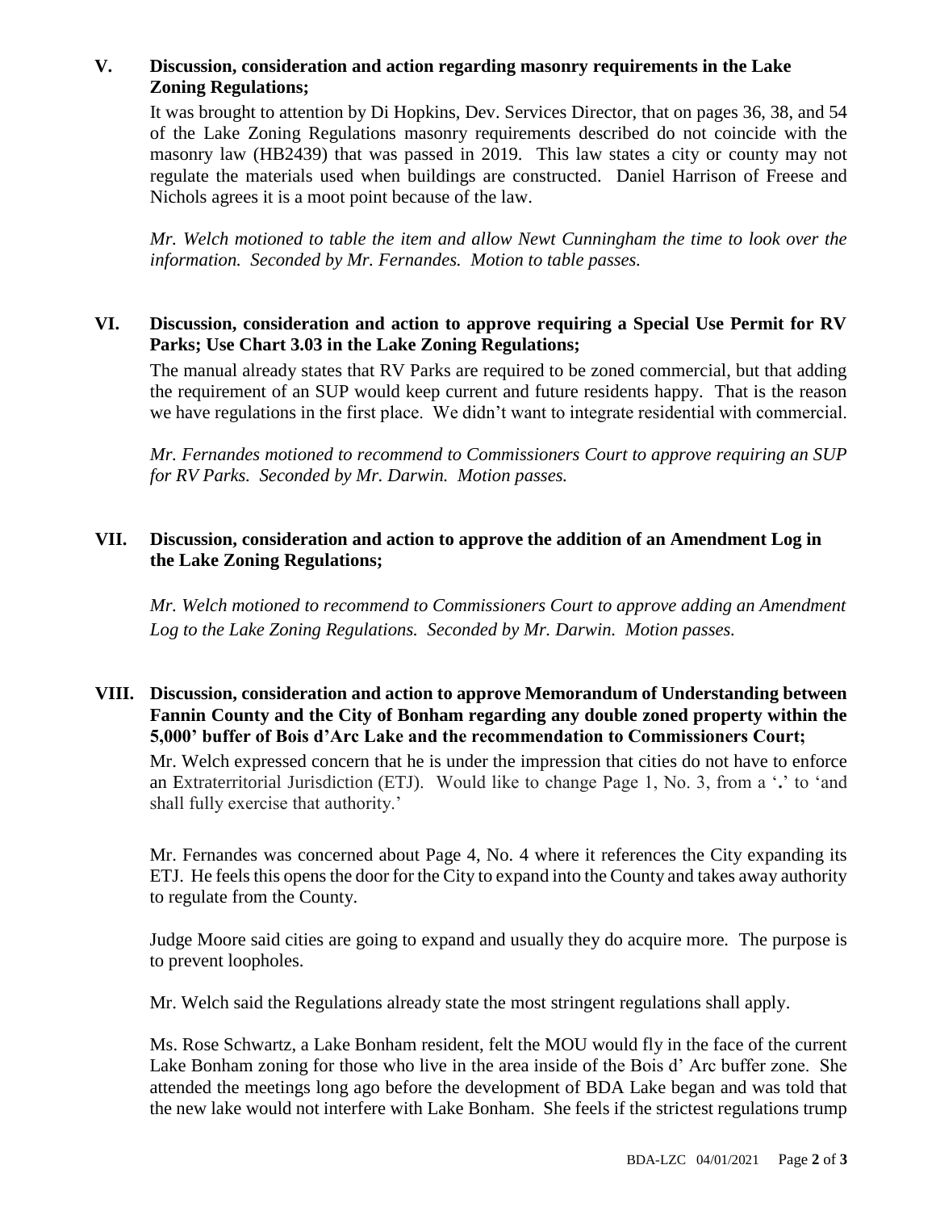**V. Discussion, consideration and action regarding masonry requirements in the Lake Zoning Regulations;**

It was brought to attention by Di Hopkins, Dev. Services Director, that on pages 36, 38, and 54 of the Lake Zoning Regulations masonry requirements described do not coincide with the masonry law (HB2439) that was passed in 2019. This law states a city or county may not regulate the materials used when buildings are constructed. Daniel Harrison of Freese and Nichols agrees it is a moot point because of the law.

*Mr. Welch motioned to table the item and allow Newt Cunningham the time to look over the information. Seconded by Mr. Fernandes. Motion to table passes.*

**VI. Discussion, consideration and action to approve requiring a Special Use Permit for RV Parks; Use Chart 3.03 in the Lake Zoning Regulations;**

The manual already states that RV Parks are required to be zoned commercial, but that adding the requirement of an SUP would keep current and future residents happy. That is the reason we have regulations in the first place. We didn't want to integrate residential with commercial.

*Mr. Fernandes motioned to recommend to Commissioners Court to approve requiring an SUP for RV Parks. Seconded by Mr. Darwin. Motion passes.*

**VII. Discussion, consideration and action to approve the addition of an Amendment Log in the Lake Zoning Regulations;**

*Mr. Welch motioned to recommend to Commissioners Court to approve adding an Amendment Log to the Lake Zoning Regulations. Seconded by Mr. Darwin. Motion passes.*

**VIII. Discussion, consideration and action to approve Memorandum of Understanding between Fannin County and the City of Bonham regarding any double zoned property within the 5,000' buffer of Bois d'Arc Lake and the recommendation to Commissioners Court;**

Mr. Welch expressed concern that he is under the impression that cities do not have to enforce an Extraterritorial Jurisdiction (ETJ). Would like to change Page 1, No. 3, from a '**.**' to 'and shall fully exercise that authority.'

Mr. Fernandes was concerned about Page 4, No. 4 where it references the City expanding its ETJ. He feels this opens the door for the City to expand into the County and takes away authority to regulate from the County.

Judge Moore said cities are going to expand and usually they do acquire more. The purpose is to prevent loopholes.

Mr. Welch said the Regulations already state the most stringent regulations shall apply.

Ms. Rose Schwartz, a Lake Bonham resident, felt the MOU would fly in the face of the current Lake Bonham zoning for those who live in the area inside of the Bois d' Arc buffer zone. She attended the meetings long ago before the development of BDA Lake began and was told that the new lake would not interfere with Lake Bonham. She feels if the strictest regulations trump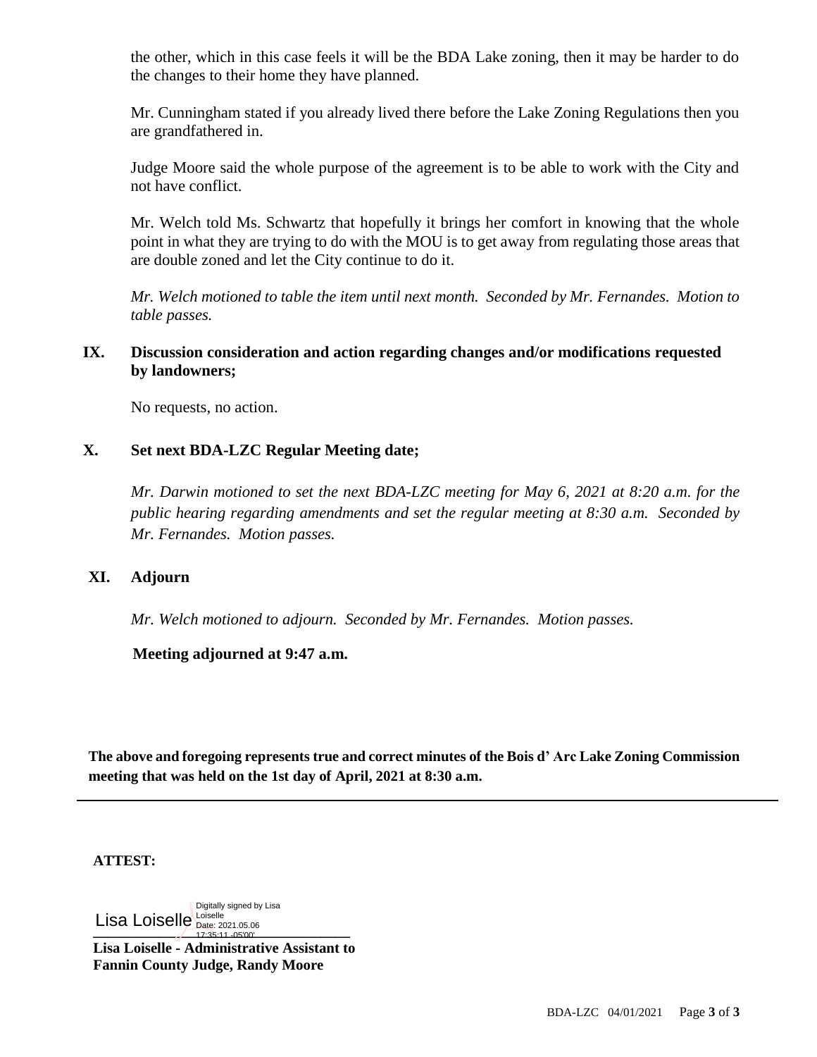the other, which in this case feels it will be the BDA Lake zoning, then it may be harder to do the changes to their home they have planned.

Mr. Cunningham stated if you already lived there before the Lake Zoning Regulations then you are grandfathered in.

Judge Moore said the whole purpose of the agreement is to be able to work with the City and not have conflict.

Mr. Welch told Ms. Schwartz that hopefully it brings her comfort in knowing that the whole point in what they are trying to do with the MOU is to get away from regulating those areas that are double zoned and let the City continue to do it.

*Mr. Welch motioned to table the item until next month. Seconded by Mr. Fernandes. Motion to table passes.*

## IX. Discussion consideration and action regarding changes and/or modifications requested by landowners;

No requests, no action.

## X. Set next BDA-LZC Regular Meeting date;

*Mr. Darwin motioned to set the next BDA-LZC meeting for May 6, 2021 at 8:20 a.m. for the public hearing regarding amendments and set the regular meeting at 8:30 a.m. Seconded by Mr. Fernandes. Motion passes.*

## XI. Adjourn

*Mr. Welch motioned to adjourn. Seconded by Mr. Fernandes. Motion passes.*

**Meeting adjourned at 9:47 a.m.**

**The above and foregoing represents true and correct minutes of the Bois d' Arc Lake Zoning Commission meeting that was held on the 1st day of April, 2021 at 8:30 a.m.**

---

**ATTEST:**

Lisa Loiselle Digitally signed by Lisa Loiselle Date: 2021.05.06 17:35:11 -05'00'

**Lisa Loiselle - Administrative Assistant to Fannin County Judge, Randy Moore**